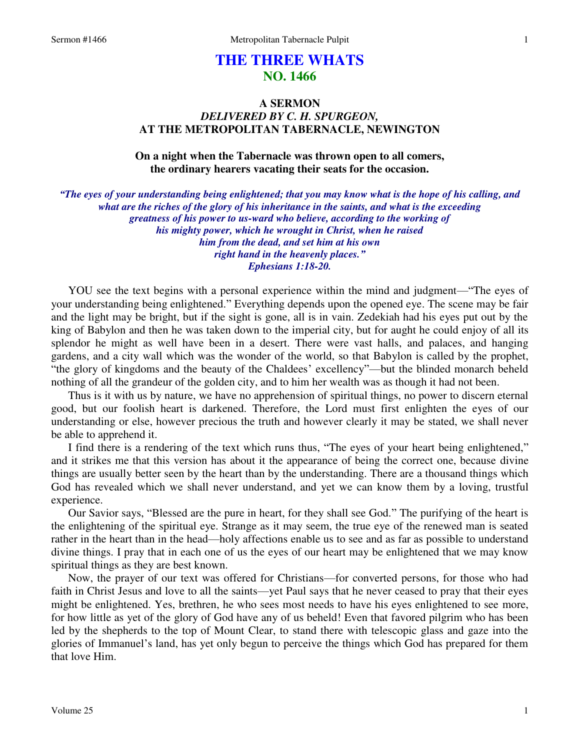# THE THREE WHATS
## NO. 1466

### A SERMON
### *DELIVERED BY C. H. SPURGEON,*
### AT THE METROPOLITAN TABERNACLE, NEWINGTON

**On a night when the Tabernacle was thrown open to all comers, the ordinary hearers vacating their seats for the occasion.**

*"The eyes of your understanding being enlightened; that you may know what is the hope of his calling, and what are the riches of the glory of his inheritance in the saints, and what is the exceeding greatness of his power to us-ward who believe, according to the working of his mighty power, which he wrought in Christ, when he raised him from the dead, and set him at his own right hand in the heavenly places." Ephesians 1:18-20.*

YOU see the text begins with a personal experience within the mind and judgment—"The eyes of your understanding being enlightened." Everything depends upon the opened eye. The scene may be fair and the light may be bright, but if the sight is gone, all is in vain. Zedekiah had his eyes put out by the king of Babylon and then he was taken down to the imperial city, but for aught he could enjoy of all its splendor he might as well have been in a desert. There were vast halls, and palaces, and hanging gardens, and a city wall which was the wonder of the world, so that Babylon is called by the prophet, "the glory of kingdoms and the beauty of the Chaldees' excellency"—but the blinded monarch beheld nothing of all the grandeur of the golden city, and to him her wealth was as though it had not been.

Thus is it with us by nature, we have no apprehension of spiritual things, no power to discern eternal good, but our foolish heart is darkened. Therefore, the Lord must first enlighten the eyes of our understanding or else, however precious the truth and however clearly it may be stated, we shall never be able to apprehend it.

I find there is a rendering of the text which runs thus, "The eyes of your heart being enlightened," and it strikes me that this version has about it the appearance of being the correct one, because divine things are usually better seen by the heart than by the understanding. There are a thousand things which God has revealed which we shall never understand, and yet we can know them by a loving, trustful experience.

Our Savior says, "Blessed are the pure in heart, for they shall see God." The purifying of the heart is the enlightening of the spiritual eye. Strange as it may seem, the true eye of the renewed man is seated rather in the heart than in the head—holy affections enable us to see and as far as possible to understand divine things. I pray that in each one of us the eyes of our heart may be enlightened that we may know spiritual things as they are best known.

Now, the prayer of our text was offered for Christians—for converted persons, for those who had faith in Christ Jesus and love to all the saints—yet Paul says that he never ceased to pray that their eyes might be enlightened. Yes, brethren, he who sees most needs to have his eyes enlightened to see more, for how little as yet of the glory of God have any of us beheld! Even that favored pilgrim who has been led by the shepherds to the top of Mount Clear, to stand there with telescopic glass and gaze into the glories of Immanuel's land, has yet only begun to perceive the things which God has prepared for them that love Him.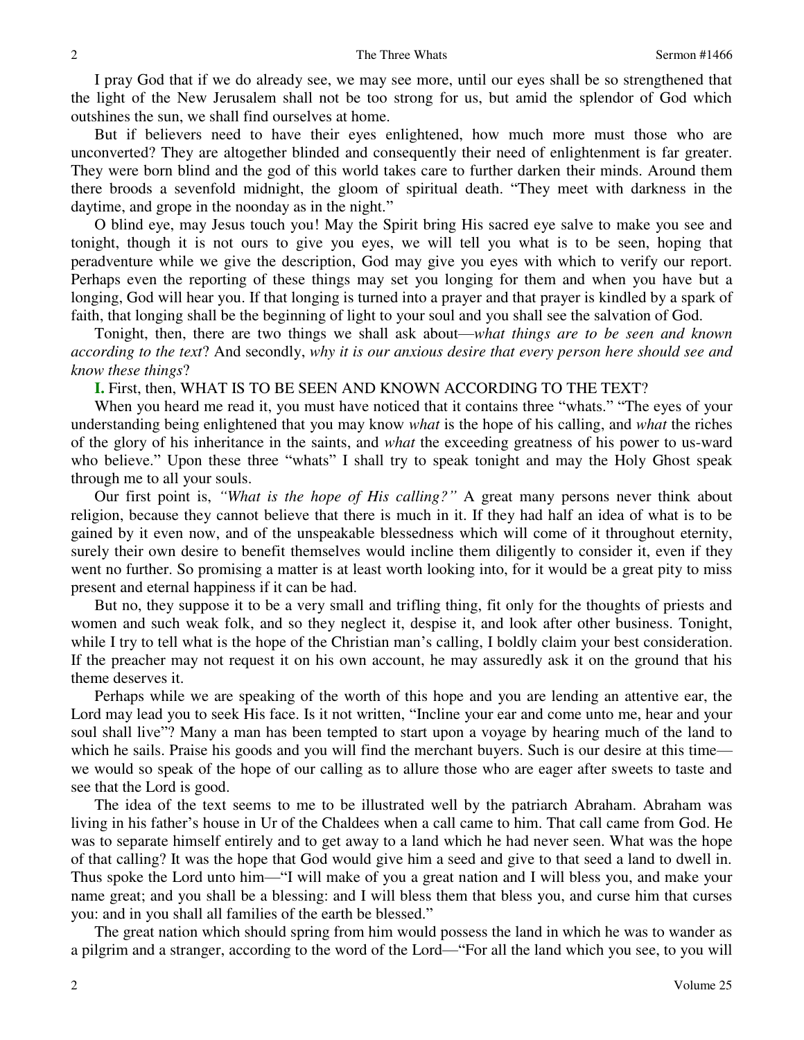I pray God that if we do already see, we may see more, until our eyes shall be so strengthened that the light of the New Jerusalem shall not be too strong for us, but amid the splendor of God which outshines the sun, we shall find ourselves at home.

But if believers need to have their eyes enlightened, how much more must those who are unconverted? They are altogether blinded and consequently their need of enlightenment is far greater. They were born blind and the god of this world takes care to further darken their minds. Around them there broods a sevenfold midnight, the gloom of spiritual death. "They meet with darkness in the daytime, and grope in the noonday as in the night."

O blind eye, may Jesus touch you! May the Spirit bring His sacred eye salve to make you see and tonight, though it is not ours to give you eyes, we will tell you what is to be seen, hoping that peradventure while we give the description, God may give you eyes with which to verify our report. Perhaps even the reporting of these things may set you longing for them and when you have but a longing, God will hear you. If that longing is turned into a prayer and that prayer is kindled by a spark of faith, that longing shall be the beginning of light to your soul and you shall see the salvation of God.

Tonight, then, there are two things we shall ask about—*what things are to be seen and known according to the text*? And secondly, *why it is our anxious desire that every person here should see and know these things*?

**I.** First, then, WHAT IS TO BE SEEN AND KNOWN ACCORDING TO THE TEXT?

When you heard me read it, you must have noticed that it contains three "whats." "The eyes of your understanding being enlightened that you may know *what* is the hope of his calling, and *what* the riches of the glory of his inheritance in the saints, and *what* the exceeding greatness of his power to us-ward who believe." Upon these three "whats" I shall try to speak tonight and may the Holy Ghost speak through me to all your souls.

Our first point is, *"What is the hope of His calling?"* A great many persons never think about religion, because they cannot believe that there is much in it. If they had half an idea of what is to be gained by it even now, and of the unspeakable blessedness which will come of it throughout eternity, surely their own desire to benefit themselves would incline them diligently to consider it, even if they went no further. So promising a matter is at least worth looking into, for it would be a great pity to miss present and eternal happiness if it can be had.

But no, they suppose it to be a very small and trifling thing, fit only for the thoughts of priests and women and such weak folk, and so they neglect it, despise it, and look after other business. Tonight, while I try to tell what is the hope of the Christian man's calling, I boldly claim your best consideration. If the preacher may not request it on his own account, he may assuredly ask it on the ground that his theme deserves it.

Perhaps while we are speaking of the worth of this hope and you are lending an attentive ear, the Lord may lead you to seek His face. Is it not written, "Incline your ear and come unto me, hear and your soul shall live"? Many a man has been tempted to start upon a voyage by hearing much of the land to which he sails. Praise his goods and you will find the merchant buyers. Such is our desire at this time—we would so speak of the hope of our calling as to allure those who are eager after sweets to taste and see that the Lord is good.

The idea of the text seems to me to be illustrated well by the patriarch Abraham. Abraham was living in his father's house in Ur of the Chaldees when a call came to him. That call came from God. He was to separate himself entirely and to get away to a land which he had never seen. What was the hope of that calling? It was the hope that God would give him a seed and give to that seed a land to dwell in. Thus spoke the Lord unto him—"I will make of you a great nation and I will bless you, and make your name great; and you shall be a blessing: and I will bless them that bless you, and curse him that curses you: and in you shall all families of the earth be blessed."

The great nation which should spring from him would possess the land in which he was to wander as a pilgrim and a stranger, according to the word of the Lord—"For all the land which you see, to you will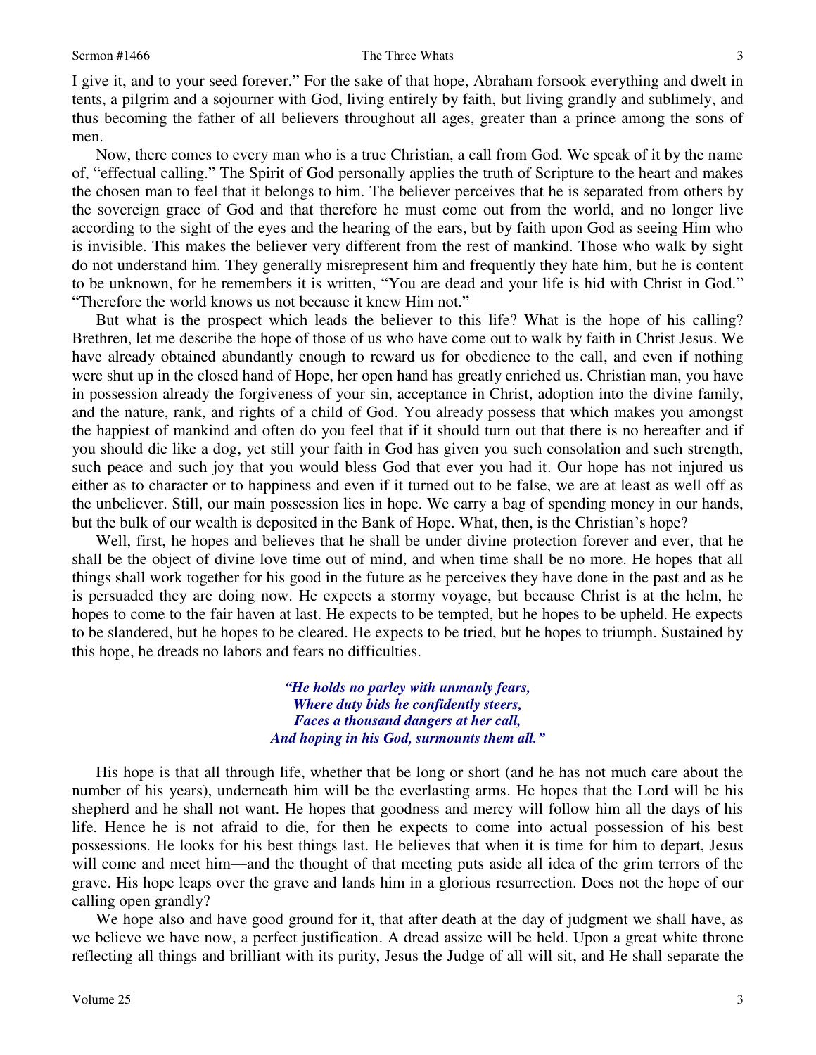I give it, and to your seed forever." For the sake of that hope, Abraham forsook everything and dwelt in tents, a pilgrim and a sojourner with God, living entirely by faith, but living grandly and sublimely, and thus becoming the father of all believers throughout all ages, greater than a prince among the sons of men.

Now, there comes to every man who is a true Christian, a call from God. We speak of it by the name of, "effectual calling." The Spirit of God personally applies the truth of Scripture to the heart and makes the chosen man to feel that it belongs to him. The believer perceives that he is separated from others by the sovereign grace of God and that therefore he must come out from the world, and no longer live according to the sight of the eyes and the hearing of the ears, but by faith upon God as seeing Him who is invisible. This makes the believer very different from the rest of mankind. Those who walk by sight do not understand him. They generally misrepresent him and frequently they hate him, but he is content to be unknown, for he remembers it is written, "You are dead and your life is hid with Christ in God." "Therefore the world knows us not because it knew Him not."

But what is the prospect which leads the believer to this life? What is the hope of his calling? Brethren, let me describe the hope of those of us who have come out to walk by faith in Christ Jesus. We have already obtained abundantly enough to reward us for obedience to the call, and even if nothing were shut up in the closed hand of Hope, her open hand has greatly enriched us. Christian man, you have in possession already the forgiveness of your sin, acceptance in Christ, adoption into the divine family, and the nature, rank, and rights of a child of God. You already possess that which makes you amongst the happiest of mankind and often do you feel that if it should turn out that there is no hereafter and if you should die like a dog, yet still your faith in God has given you such consolation and such strength, such peace and such joy that you would bless God that ever you had it. Our hope has not injured us either as to character or to happiness and even if it turned out to be false, we are at least as well off as the unbeliever. Still, our main possession lies in hope. We carry a bag of spending money in our hands, but the bulk of our wealth is deposited in the Bank of Hope. What, then, is the Christian's hope?

Well, first, he hopes and believes that he shall be under divine protection forever and ever, that he shall be the object of divine love time out of mind, and when time shall be no more. He hopes that all things shall work together for his good in the future as he perceives they have done in the past and as he is persuaded they are doing now. He expects a stormy voyage, but because Christ is at the helm, he hopes to come to the fair haven at last. He expects to be tempted, but he hopes to be upheld. He expects to be slandered, but he hopes to be cleared. He expects to be tried, but he hopes to triumph. Sustained by this hope, he dreads no labors and fears no difficulties.

> ***"He holds no parley with unmanly fears,***
> ***Where duty bids he confidently steers,***
> ***Faces a thousand dangers at her call,***
> ***And hoping in his God, surmounts them all."***

His hope is that all through life, whether that be long or short (and he has not much care about the number of his years), underneath him will be the everlasting arms. He hopes that the Lord will be his shepherd and he shall not want. He hopes that goodness and mercy will follow him all the days of his life. Hence he is not afraid to die, for then he expects to come into actual possession of his best possessions. He looks for his best things last. He believes that when it is time for him to depart, Jesus will come and meet him—and the thought of that meeting puts aside all idea of the grim terrors of the grave. His hope leaps over the grave and lands him in a glorious resurrection. Does not the hope of our calling open grandly?

We hope also and have good ground for it, that after death at the day of judgment we shall have, as we believe we have now, a perfect justification. A dread assize will be held. Upon a great white throne reflecting all things and brilliant with its purity, Jesus the Judge of all will sit, and He shall separate the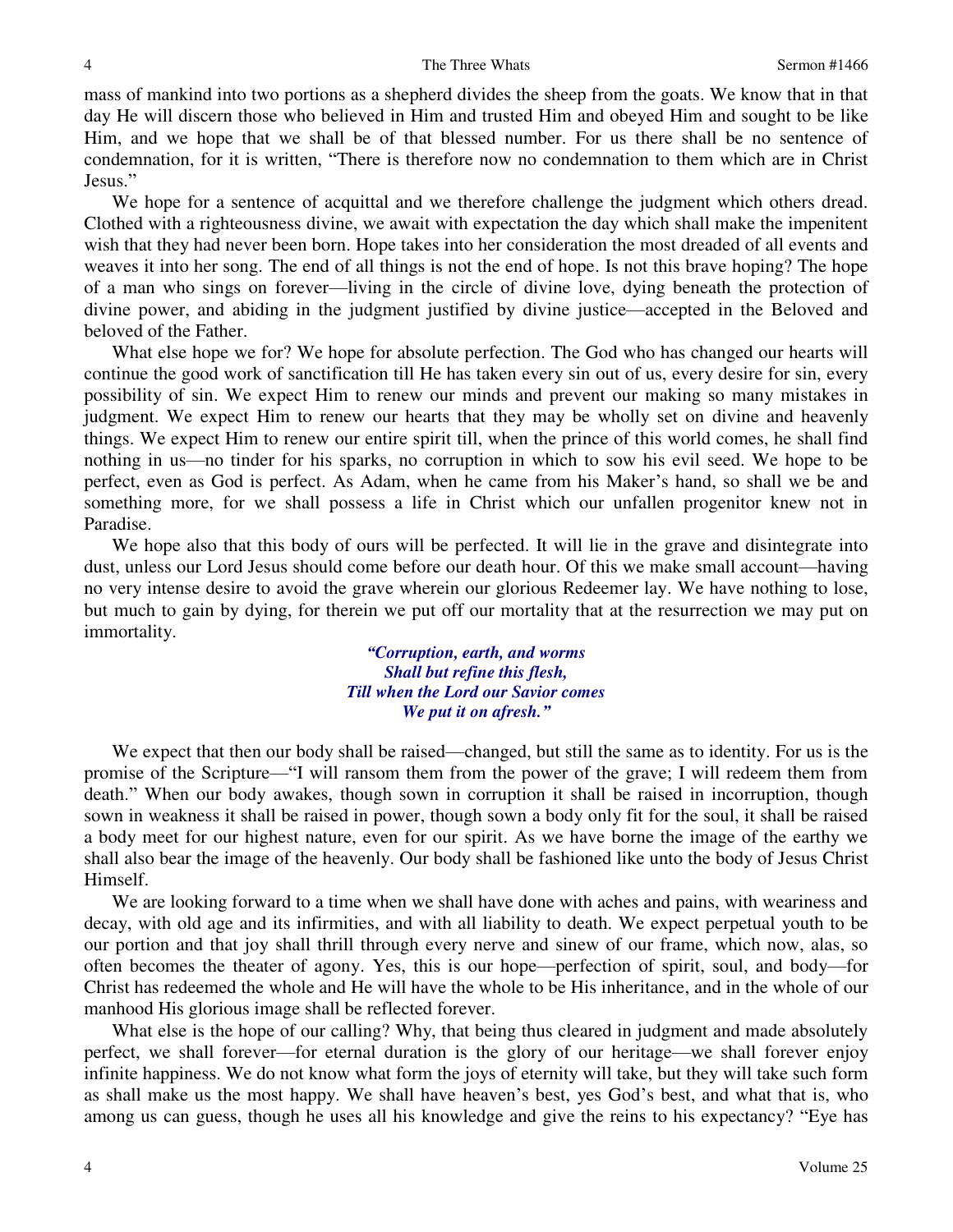mass of mankind into two portions as a shepherd divides the sheep from the goats. We know that in that day He will discern those who believed in Him and trusted Him and obeyed Him and sought to be like Him, and we hope that we shall be of that blessed number. For us there shall be no sentence of condemnation, for it is written, "There is therefore now no condemnation to them which are in Christ Jesus."

We hope for a sentence of acquittal and we therefore challenge the judgment which others dread. Clothed with a righteousness divine, we await with expectation the day which shall make the impenitent wish that they had never been born. Hope takes into her consideration the most dreaded of all events and weaves it into her song. The end of all things is not the end of hope. Is not this brave hoping? The hope of a man who sings on forever—living in the circle of divine love, dying beneath the protection of divine power, and abiding in the judgment justified by divine justice—accepted in the Beloved and beloved of the Father.

What else hope we for? We hope for absolute perfection. The God who has changed our hearts will continue the good work of sanctification till He has taken every sin out of us, every desire for sin, every possibility of sin. We expect Him to renew our minds and prevent our making so many mistakes in judgment. We expect Him to renew our hearts that they may be wholly set on divine and heavenly things. We expect Him to renew our entire spirit till, when the prince of this world comes, he shall find nothing in us—no tinder for his sparks, no corruption in which to sow his evil seed. We hope to be perfect, even as God is perfect. As Adam, when he came from his Maker's hand, so shall we be and something more, for we shall possess a life in Christ which our unfallen progenitor knew not in Paradise.

We hope also that this body of ours will be perfected. It will lie in the grave and disintegrate into dust, unless our Lord Jesus should come before our death hour. Of this we make small account—having no very intense desire to avoid the grave wherein our glorious Redeemer lay. We have nothing to lose, but much to gain by dying, for therein we put off our mortality that at the resurrection we may put on immortality.

> ***"Corruption, earth, and worms***
> ***Shall but refine this flesh,***
> ***Till when the Lord our Savior comes***
> ***We put it on afresh."***

We expect that then our body shall be raised—changed, but still the same as to identity. For us is the promise of the Scripture—"I will ransom them from the power of the grave; I will redeem them from death." When our body awakes, though sown in corruption it shall be raised in incorruption, though sown in weakness it shall be raised in power, though sown a body only fit for the soul, it shall be raised a body meet for our highest nature, even for our spirit. As we have borne the image of the earthy we shall also bear the image of the heavenly. Our body shall be fashioned like unto the body of Jesus Christ Himself.

We are looking forward to a time when we shall have done with aches and pains, with weariness and decay, with old age and its infirmities, and with all liability to death. We expect perpetual youth to be our portion and that joy shall thrill through every nerve and sinew of our frame, which now, alas, so often becomes the theater of agony. Yes, this is our hope—perfection of spirit, soul, and body—for Christ has redeemed the whole and He will have the whole to be His inheritance, and in the whole of our manhood His glorious image shall be reflected forever.

What else is the hope of our calling? Why, that being thus cleared in judgment and made absolutely perfect, we shall forever—for eternal duration is the glory of our heritage—we shall forever enjoy infinite happiness. We do not know what form the joys of eternity will take, but they will take such form as shall make us the most happy. We shall have heaven's best, yes God's best, and what that is, who among us can guess, though he uses all his knowledge and give the reins to his expectancy? "Eye has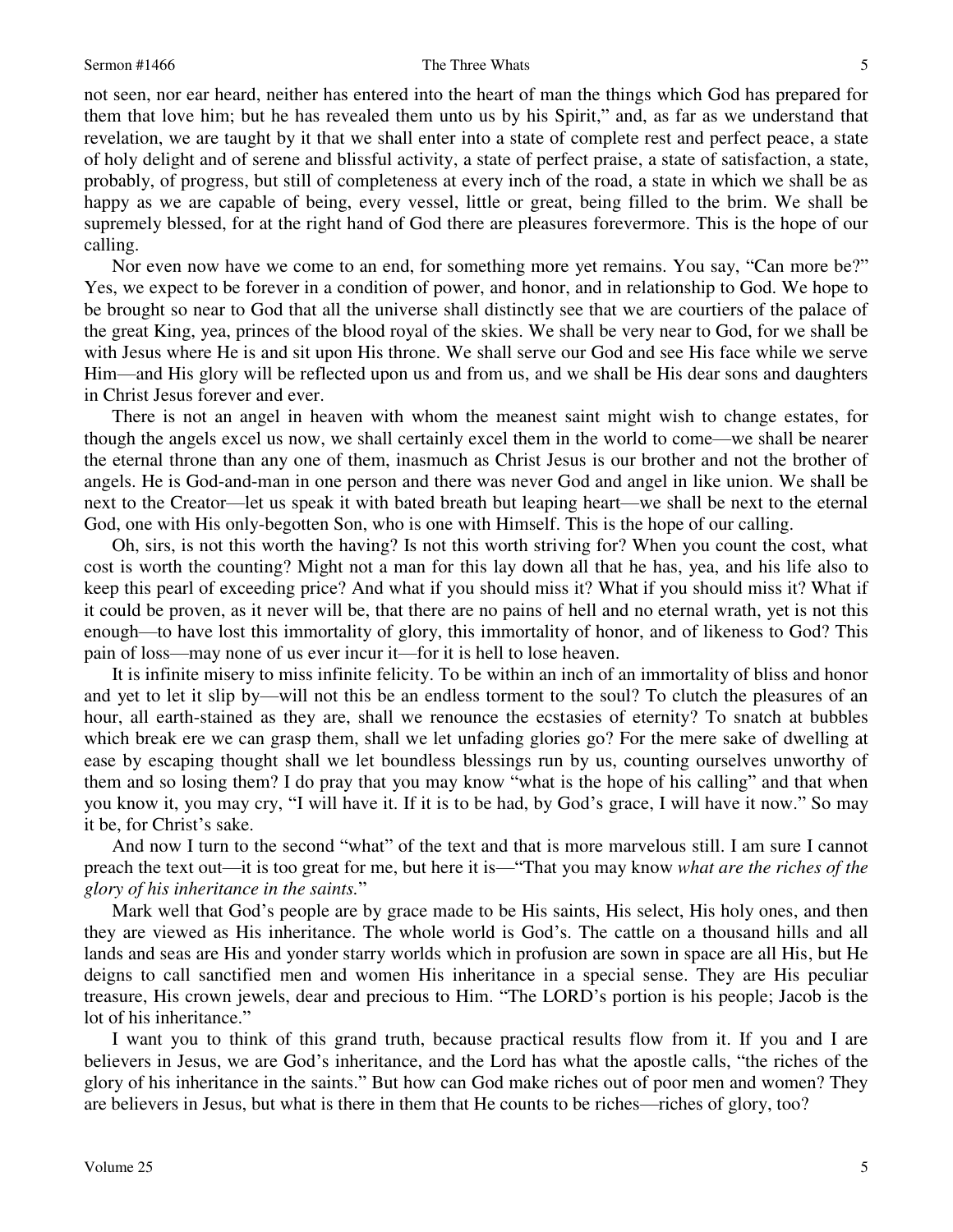not seen, nor ear heard, neither has entered into the heart of man the things which God has prepared for them that love him; but he has revealed them unto us by his Spirit," and, as far as we understand that revelation, we are taught by it that we shall enter into a state of complete rest and perfect peace, a state of holy delight and of serene and blissful activity, a state of perfect praise, a state of satisfaction, a state, probably, of progress, but still of completeness at every inch of the road, a state in which we shall be as happy as we are capable of being, every vessel, little or great, being filled to the brim. We shall be supremely blessed, for at the right hand of God there are pleasures forevermore. This is the hope of our calling.

Nor even now have we come to an end, for something more yet remains. You say, "Can more be?" Yes, we expect to be forever in a condition of power, and honor, and in relationship to God. We hope to be brought so near to God that all the universe shall distinctly see that we are courtiers of the palace of the great King, yea, princes of the blood royal of the skies. We shall be very near to God, for we shall be with Jesus where He is and sit upon His throne. We shall serve our God and see His face while we serve Him—and His glory will be reflected upon us and from us, and we shall be His dear sons and daughters in Christ Jesus forever and ever.

There is not an angel in heaven with whom the meanest saint might wish to change estates, for though the angels excel us now, we shall certainly excel them in the world to come—we shall be nearer the eternal throne than any one of them, inasmuch as Christ Jesus is our brother and not the brother of angels. He is God-and-man in one person and there was never God and angel in like union. We shall be next to the Creator—let us speak it with bated breath but leaping heart—we shall be next to the eternal God, one with His only-begotten Son, who is one with Himself. This is the hope of our calling.

Oh, sirs, is not this worth the having? Is not this worth striving for? When you count the cost, what cost is worth the counting? Might not a man for this lay down all that he has, yea, and his life also to keep this pearl of exceeding price? And what if you should miss it? What if you should miss it? What if it could be proven, as it never will be, that there are no pains of hell and no eternal wrath, yet is not this enough—to have lost this immortality of glory, this immortality of honor, and of likeness to God? This pain of loss—may none of us ever incur it—for it is hell to lose heaven.

It is infinite misery to miss infinite felicity. To be within an inch of an immortality of bliss and honor and yet to let it slip by—will not this be an endless torment to the soul? To clutch the pleasures of an hour, all earth-stained as they are, shall we renounce the ecstasies of eternity? To snatch at bubbles which break ere we can grasp them, shall we let unfading glories go? For the mere sake of dwelling at ease by escaping thought shall we let boundless blessings run by us, counting ourselves unworthy of them and so losing them? I do pray that you may know "what is the hope of his calling" and that when you know it, you may cry, "I will have it. If it is to be had, by God's grace, I will have it now." So may it be, for Christ's sake.

And now I turn to the second "what" of the text and that is more marvelous still. I am sure I cannot preach the text out—it is too great for me, but here it is—"That you may know *what are the riches of the glory of his inheritance in the saints.*"

Mark well that God's people are by grace made to be His saints, His select, His holy ones, and then they are viewed as His inheritance. The whole world is God's. The cattle on a thousand hills and all lands and seas are His and yonder starry worlds which in profusion are sown in space are all His, but He deigns to call sanctified men and women His inheritance in a special sense. They are His peculiar treasure, His crown jewels, dear and precious to Him. "The LORD's portion is his people; Jacob is the lot of his inheritance."

I want you to think of this grand truth, because practical results flow from it. If you and I are believers in Jesus, we are God's inheritance, and the Lord has what the apostle calls, "the riches of the glory of his inheritance in the saints." But how can God make riches out of poor men and women? They are believers in Jesus, but what is there in them that He counts to be riches—riches of glory, too?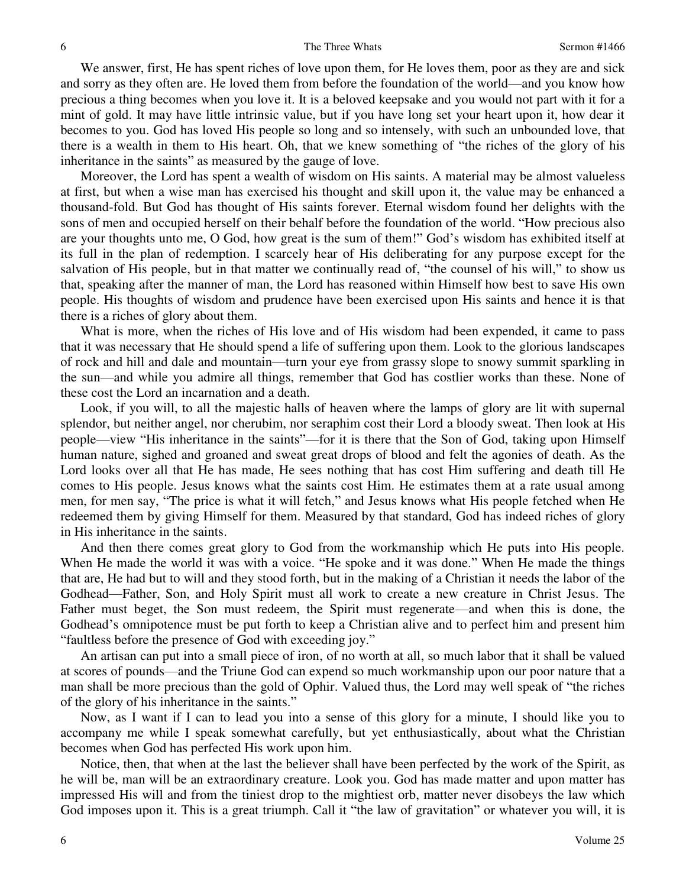We answer, first, He has spent riches of love upon them, for He loves them, poor as they are and sick and sorry as they often are. He loved them from before the foundation of the world—and you know how precious a thing becomes when you love it. It is a beloved keepsake and you would not part with it for a mint of gold. It may have little intrinsic value, but if you have long set your heart upon it, how dear it becomes to you. God has loved His people so long and so intensely, with such an unbounded love, that there is a wealth in them to His heart. Oh, that we knew something of "the riches of the glory of his inheritance in the saints" as measured by the gauge of love.

Moreover, the Lord has spent a wealth of wisdom on His saints. A material may be almost valueless at first, but when a wise man has exercised his thought and skill upon it, the value may be enhanced a thousand-fold. But God has thought of His saints forever. Eternal wisdom found her delights with the sons of men and occupied herself on their behalf before the foundation of the world. "How precious also are your thoughts unto me, O God, how great is the sum of them!" God's wisdom has exhibited itself at its full in the plan of redemption. I scarcely hear of His deliberating for any purpose except for the salvation of His people, but in that matter we continually read of, "the counsel of his will," to show us that, speaking after the manner of man, the Lord has reasoned within Himself how best to save His own people. His thoughts of wisdom and prudence have been exercised upon His saints and hence it is that there is a riches of glory about them.

What is more, when the riches of His love and of His wisdom had been expended, it came to pass that it was necessary that He should spend a life of suffering upon them. Look to the glorious landscapes of rock and hill and dale and mountain—turn your eye from grassy slope to snowy summit sparkling in the sun—and while you admire all things, remember that God has costlier works than these. None of these cost the Lord an incarnation and a death.

Look, if you will, to all the majestic halls of heaven where the lamps of glory are lit with supernal splendor, but neither angel, nor cherubim, nor seraphim cost their Lord a bloody sweat. Then look at His people—view "His inheritance in the saints"—for it is there that the Son of God, taking upon Himself human nature, sighed and groaned and sweat great drops of blood and felt the agonies of death. As the Lord looks over all that He has made, He sees nothing that has cost Him suffering and death till He comes to His people. Jesus knows what the saints cost Him. He estimates them at a rate usual among men, for men say, "The price is what it will fetch," and Jesus knows what His people fetched when He redeemed them by giving Himself for them. Measured by that standard, God has indeed riches of glory in His inheritance in the saints.

And then there comes great glory to God from the workmanship which He puts into His people. When He made the world it was with a voice. "He spoke and it was done." When He made the things that are, He had but to will and they stood forth, but in the making of a Christian it needs the labor of the Godhead—Father, Son, and Holy Spirit must all work to create a new creature in Christ Jesus. The Father must beget, the Son must redeem, the Spirit must regenerate—and when this is done, the Godhead's omnipotence must be put forth to keep a Christian alive and to perfect him and present him "faultless before the presence of God with exceeding joy."

An artisan can put into a small piece of iron, of no worth at all, so much labor that it shall be valued at scores of pounds—and the Triune God can expend so much workmanship upon our poor nature that a man shall be more precious than the gold of Ophir. Valued thus, the Lord may well speak of "the riches of the glory of his inheritance in the saints."

Now, as I want if I can to lead you into a sense of this glory for a minute, I should like you to accompany me while I speak somewhat carefully, but yet enthusiastically, about what the Christian becomes when God has perfected His work upon him.

Notice, then, that when at the last the believer shall have been perfected by the work of the Spirit, as he will be, man will be an extraordinary creature. Look you. God has made matter and upon matter has impressed His will and from the tiniest drop to the mightiest orb, matter never disobeys the law which God imposes upon it. This is a great triumph. Call it "the law of gravitation" or whatever you will, it is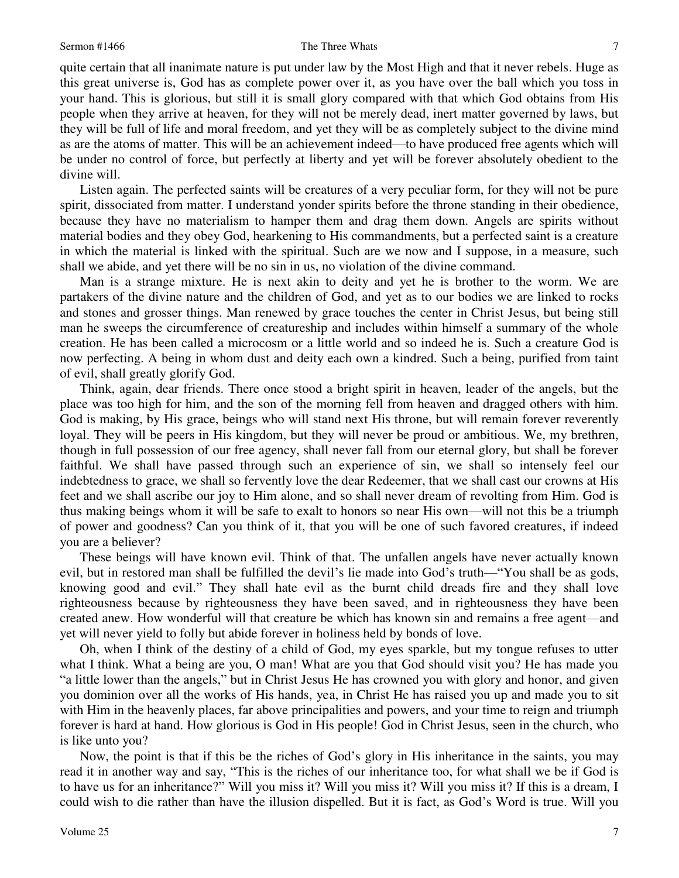quite certain that all inanimate nature is put under law by the Most High and that it never rebels. Huge as this great universe is, God has as complete power over it, as you have over the ball which you toss in your hand. This is glorious, but still it is small glory compared with that which God obtains from His people when they arrive at heaven, for they will not be merely dead, inert matter governed by laws, but they will be full of life and moral freedom, and yet they will be as completely subject to the divine mind as are the atoms of matter. This will be an achievement indeed—to have produced free agents which will be under no control of force, but perfectly at liberty and yet will be forever absolutely obedient to the divine will.

Listen again. The perfected saints will be creatures of a very peculiar form, for they will not be pure spirit, dissociated from matter. I understand yonder spirits before the throne standing in their obedience, because they have no materialism to hamper them and drag them down. Angels are spirits without material bodies and they obey God, hearkening to His commandments, but a perfected saint is a creature in which the material is linked with the spiritual. Such are we now and I suppose, in a measure, such shall we abide, and yet there will be no sin in us, no violation of the divine command.

Man is a strange mixture. He is next akin to deity and yet he is brother to the worm. We are partakers of the divine nature and the children of God, and yet as to our bodies we are linked to rocks and stones and grosser things. Man renewed by grace touches the center in Christ Jesus, but being still man he sweeps the circumference of creatureship and includes within himself a summary of the whole creation. He has been called a microcosm or a little world and so indeed he is. Such a creature God is now perfecting. A being in whom dust and deity each own a kindred. Such a being, purified from taint of evil, shall greatly glorify God.

Think, again, dear friends. There once stood a bright spirit in heaven, leader of the angels, but the place was too high for him, and the son of the morning fell from heaven and dragged others with him. God is making, by His grace, beings who will stand next His throne, but will remain forever reverently loyal. They will be peers in His kingdom, but they will never be proud or ambitious. We, my brethren, though in full possession of our free agency, shall never fall from our eternal glory, but shall be forever faithful. We shall have passed through such an experience of sin, we shall so intensely feel our indebtedness to grace, we shall so fervently love the dear Redeemer, that we shall cast our crowns at His feet and we shall ascribe our joy to Him alone, and so shall never dream of revolting from Him. God is thus making beings whom it will be safe to exalt to honors so near His own—will not this be a triumph of power and goodness? Can you think of it, that you will be one of such favored creatures, if indeed you are a believer?

These beings will have known evil. Think of that. The unfallen angels have never actually known evil, but in restored man shall be fulfilled the devil's lie made into God's truth—"You shall be as gods, knowing good and evil." They shall hate evil as the burnt child dreads fire and they shall love righteousness because by righteousness they have been saved, and in righteousness they have been created anew. How wonderful will that creature be which has known sin and remains a free agent—and yet will never yield to folly but abide forever in holiness held by bonds of love.

Oh, when I think of the destiny of a child of God, my eyes sparkle, but my tongue refuses to utter what I think. What a being are you, O man! What are you that God should visit you? He has made you "a little lower than the angels," but in Christ Jesus He has crowned you with glory and honor, and given you dominion over all the works of His hands, yea, in Christ He has raised you up and made you to sit with Him in the heavenly places, far above principalities and powers, and your time to reign and triumph forever is hard at hand. How glorious is God in His people! God in Christ Jesus, seen in the church, who is like unto you?

Now, the point is that if this be the riches of God's glory in His inheritance in the saints, you may read it in another way and say, "This is the riches of our inheritance too, for what shall we be if God is to have us for an inheritance?" Will you miss it? Will you miss it? Will you miss it? If this is a dream, I could wish to die rather than have the illusion dispelled. But it is fact, as God's Word is true. Will you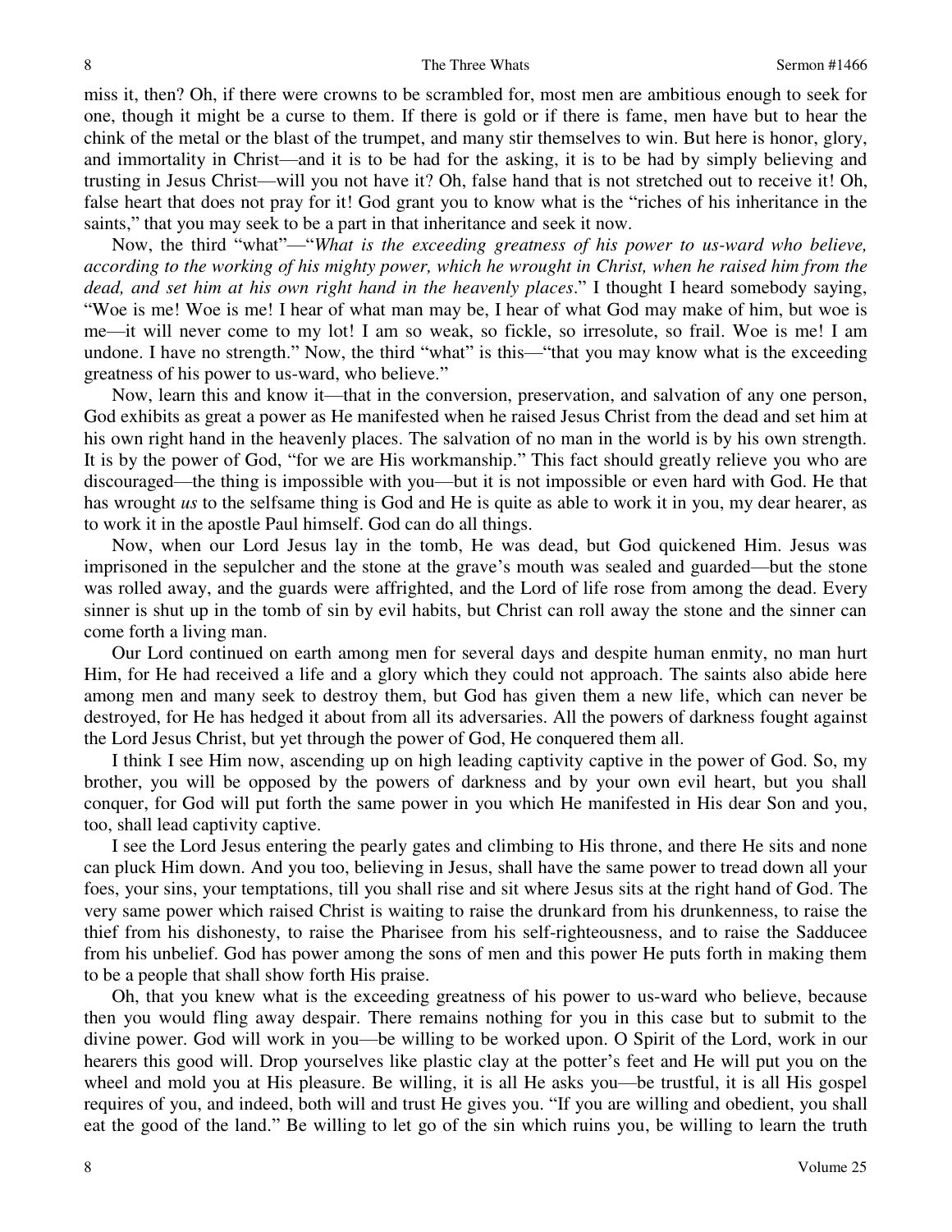miss it, then? Oh, if there were crowns to be scrambled for, most men are ambitious enough to seek for one, though it might be a curse to them. If there is gold or if there is fame, men have but to hear the chink of the metal or the blast of the trumpet, and many stir themselves to win. But here is honor, glory, and immortality in Christ—and it is to be had for the asking, it is to be had by simply believing and trusting in Jesus Christ—will you not have it? Oh, false hand that is not stretched out to receive it! Oh, false heart that does not pray for it! God grant you to know what is the "riches of his inheritance in the saints," that you may seek to be a part in that inheritance and seek it now.

Now, the third "what"—"*What is the exceeding greatness of his power to us-ward who believe, according to the working of his mighty power, which he wrought in Christ, when he raised him from the dead, and set him at his own right hand in the heavenly places*." I thought I heard somebody saying, "Woe is me! Woe is me! I hear of what man may be, I hear of what God may make of him, but woe is me—it will never come to my lot! I am so weak, so fickle, so irresolute, so frail. Woe is me! I am undone. I have no strength." Now, the third "what" is this—"that you may know what is the exceeding greatness of his power to us-ward, who believe."

Now, learn this and know it—that in the conversion, preservation, and salvation of any one person, God exhibits as great a power as He manifested when he raised Jesus Christ from the dead and set him at his own right hand in the heavenly places. The salvation of no man in the world is by his own strength. It is by the power of God, "for we are His workmanship." This fact should greatly relieve you who are discouraged—the thing is impossible with you—but it is not impossible or even hard with God. He that has wrought *us* to the selfsame thing is God and He is quite as able to work it in you, my dear hearer, as to work it in the apostle Paul himself. God can do all things.

Now, when our Lord Jesus lay in the tomb, He was dead, but God quickened Him. Jesus was imprisoned in the sepulcher and the stone at the grave's mouth was sealed and guarded—but the stone was rolled away, and the guards were affrighted, and the Lord of life rose from among the dead. Every sinner is shut up in the tomb of sin by evil habits, but Christ can roll away the stone and the sinner can come forth a living man.

Our Lord continued on earth among men for several days and despite human enmity, no man hurt Him, for He had received a life and a glory which they could not approach. The saints also abide here among men and many seek to destroy them, but God has given them a new life, which can never be destroyed, for He has hedged it about from all its adversaries. All the powers of darkness fought against the Lord Jesus Christ, but yet through the power of God, He conquered them all.

I think I see Him now, ascending up on high leading captivity captive in the power of God. So, my brother, you will be opposed by the powers of darkness and by your own evil heart, but you shall conquer, for God will put forth the same power in you which He manifested in His dear Son and you, too, shall lead captivity captive.

I see the Lord Jesus entering the pearly gates and climbing to His throne, and there He sits and none can pluck Him down. And you too, believing in Jesus, shall have the same power to tread down all your foes, your sins, your temptations, till you shall rise and sit where Jesus sits at the right hand of God. The very same power which raised Christ is waiting to raise the drunkard from his drunkenness, to raise the thief from his dishonesty, to raise the Pharisee from his self-righteousness, and to raise the Sadducee from his unbelief. God has power among the sons of men and this power He puts forth in making them to be a people that shall show forth His praise.

Oh, that you knew what is the exceeding greatness of his power to us-ward who believe, because then you would fling away despair. There remains nothing for you in this case but to submit to the divine power. God will work in you—be willing to be worked upon. O Spirit of the Lord, work in our hearers this good will. Drop yourselves like plastic clay at the potter's feet and He will put you on the wheel and mold you at His pleasure. Be willing, it is all He asks you—be trustful, it is all His gospel requires of you, and indeed, both will and trust He gives you. "If you are willing and obedient, you shall eat the good of the land." Be willing to let go of the sin which ruins you, be willing to learn the truth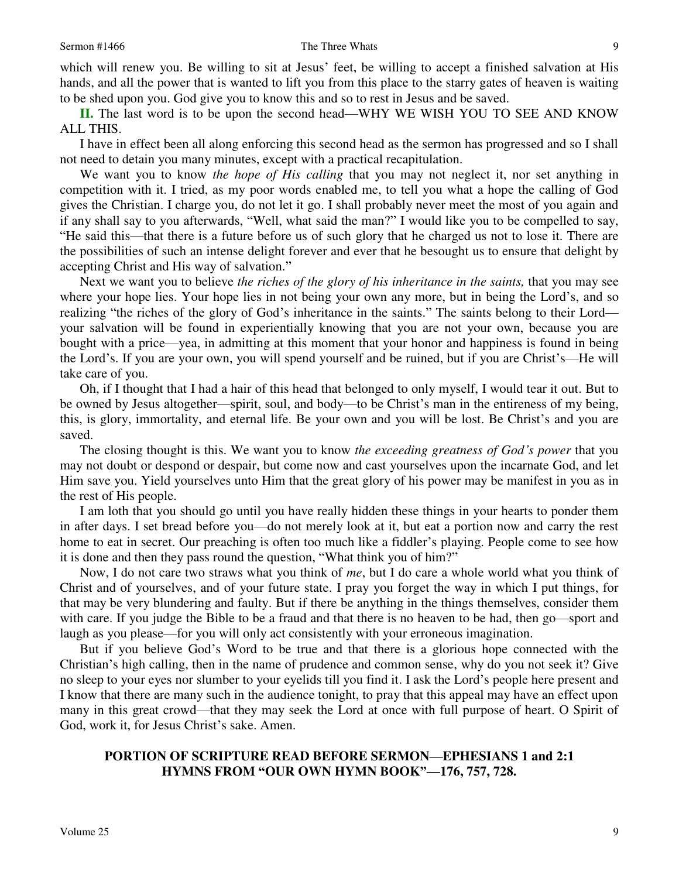which will renew you. Be willing to sit at Jesus' feet, be willing to accept a finished salvation at His hands, and all the power that is wanted to lift you from this place to the starry gates of heaven is waiting to be shed upon you. God give you to know this and so to rest in Jesus and be saved.

**II.** The last word is to be upon the second head—WHY WE WISH YOU TO SEE AND KNOW ALL THIS.

I have in effect been all along enforcing this second head as the sermon has progressed and so I shall not need to detain you many minutes, except with a practical recapitulation.

We want you to know *the hope of His calling* that you may not neglect it, nor set anything in competition with it. I tried, as my poor words enabled me, to tell you what a hope the calling of God gives the Christian. I charge you, do not let it go. I shall probably never meet the most of you again and if any shall say to you afterwards, "Well, what said the man?" I would like you to be compelled to say, "He said this—that there is a future before us of such glory that he charged us not to lose it. There are the possibilities of such an intense delight forever and ever that he besought us to ensure that delight by accepting Christ and His way of salvation."

Next we want you to believe *the riches of the glory of his inheritance in the saints,* that you may see where your hope lies. Your hope lies in not being your own any more, but in being the Lord's, and so realizing "the riches of the glory of God's inheritance in the saints." The saints belong to their Lord—your salvation will be found in experientially knowing that you are not your own, because you are bought with a price—yea, in admitting at this moment that your honor and happiness is found in being the Lord's. If you are your own, you will spend yourself and be ruined, but if you are Christ's—He will take care of you.

Oh, if I thought that I had a hair of this head that belonged to only myself, I would tear it out. But to be owned by Jesus altogether—spirit, soul, and body—to be Christ's man in the entireness of my being, this, is glory, immortality, and eternal life. Be your own and you will be lost. Be Christ's and you are saved.

The closing thought is this. We want you to know *the exceeding greatness of God's power* that you may not doubt or despond or despair, but come now and cast yourselves upon the incarnate God, and let Him save you. Yield yourselves unto Him that the great glory of his power may be manifest in you as in the rest of His people.

I am loth that you should go until you have really hidden these things in your hearts to ponder them in after days. I set bread before you—do not merely look at it, but eat a portion now and carry the rest home to eat in secret. Our preaching is often too much like a fiddler's playing. People come to see how it is done and then they pass round the question, "What think you of him?"

Now, I do not care two straws what you think of *me*, but I do care a whole world what you think of Christ and of yourselves, and of your future state. I pray you forget the way in which I put things, for that may be very blundering and faulty. But if there be anything in the things themselves, consider them with care. If you judge the Bible to be a fraud and that there is no heaven to be had, then go—sport and laugh as you please—for you will only act consistently with your erroneous imagination.

But if you believe God's Word to be true and that there is a glorious hope connected with the Christian's high calling, then in the name of prudence and common sense, why do you not seek it? Give no sleep to your eyes nor slumber to your eyelids till you find it. I ask the Lord's people here present and I know that there are many such in the audience tonight, to pray that this appeal may have an effect upon many in this great crowd—that they may seek the Lord at once with full purpose of heart. O Spirit of God, work it, for Jesus Christ's sake. Amen.

**PORTION OF SCRIPTURE READ BEFORE SERMON—EPHESIANS 1 and 2:1**
**HYMNS FROM "OUR OWN HYMN BOOK"—176, 757, 728.**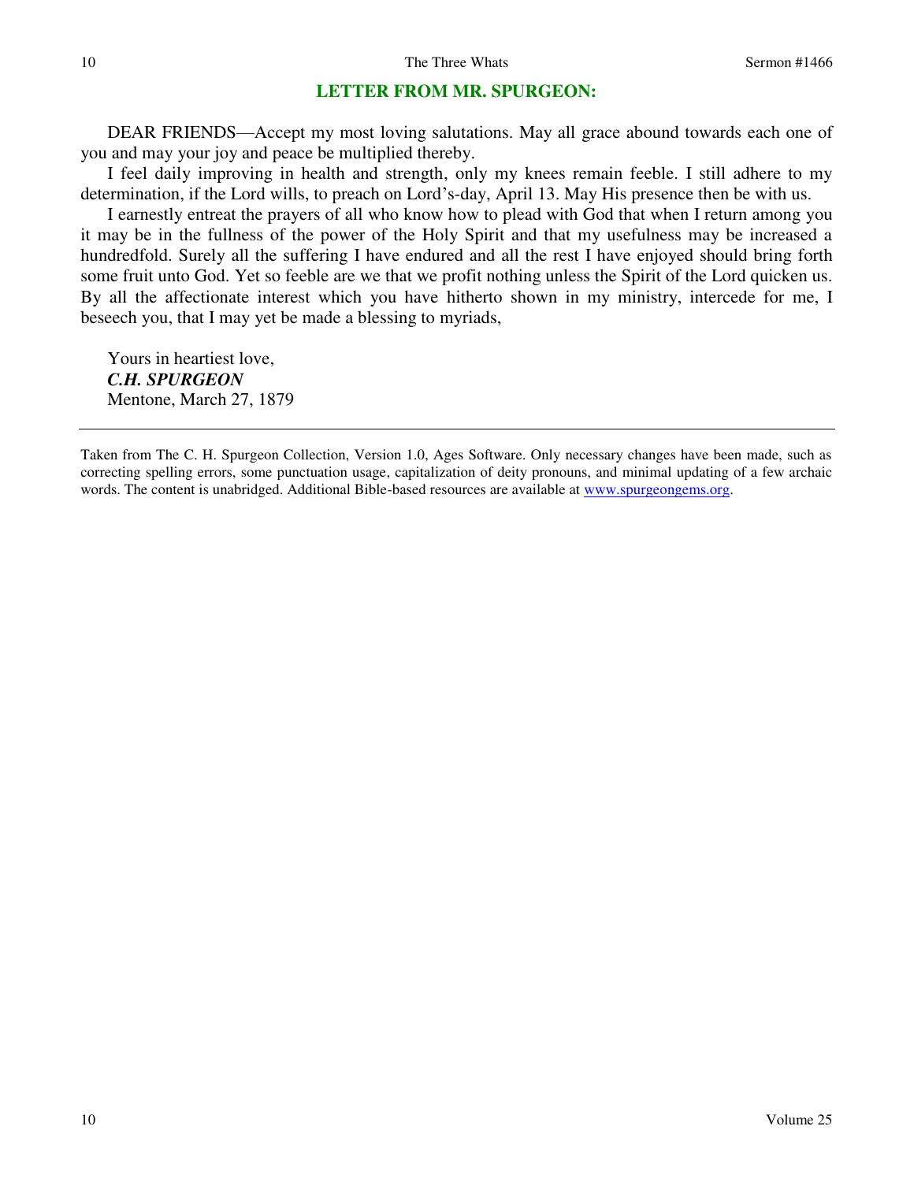## LETTER FROM MR. SPURGEON:

DEAR FRIENDS—Accept my most loving salutations. May all grace abound towards each one of you and may your joy and peace be multiplied thereby.

I feel daily improving in health and strength, only my knees remain feeble. I still adhere to my determination, if the Lord wills, to preach on Lord's-day, April 13. May His presence then be with us.

I earnestly entreat the prayers of all who know how to plead with God that when I return among you it may be in the fullness of the power of the Holy Spirit and that my usefulness may be increased a hundredfold. Surely all the suffering I have endured and all the rest I have enjoyed should bring forth some fruit unto God. Yet so feeble are we that we profit nothing unless the Spirit of the Lord quicken us. By all the affectionate interest which you have hitherto shown in my ministry, intercede for me, I beseech you, that I may yet be made a blessing to myriads,

Yours in heartiest love,
***C.H. SPURGEON***
Mentone, March 27, 1879

---

Taken from The C. H. Spurgeon Collection, Version 1.0, Ages Software. Only necessary changes have been made, such as correcting spelling errors, some punctuation usage, capitalization of deity pronouns, and minimal updating of a few archaic words. The content is unabridged. Additional Bible-based resources are available at www.spurgeongems.org.